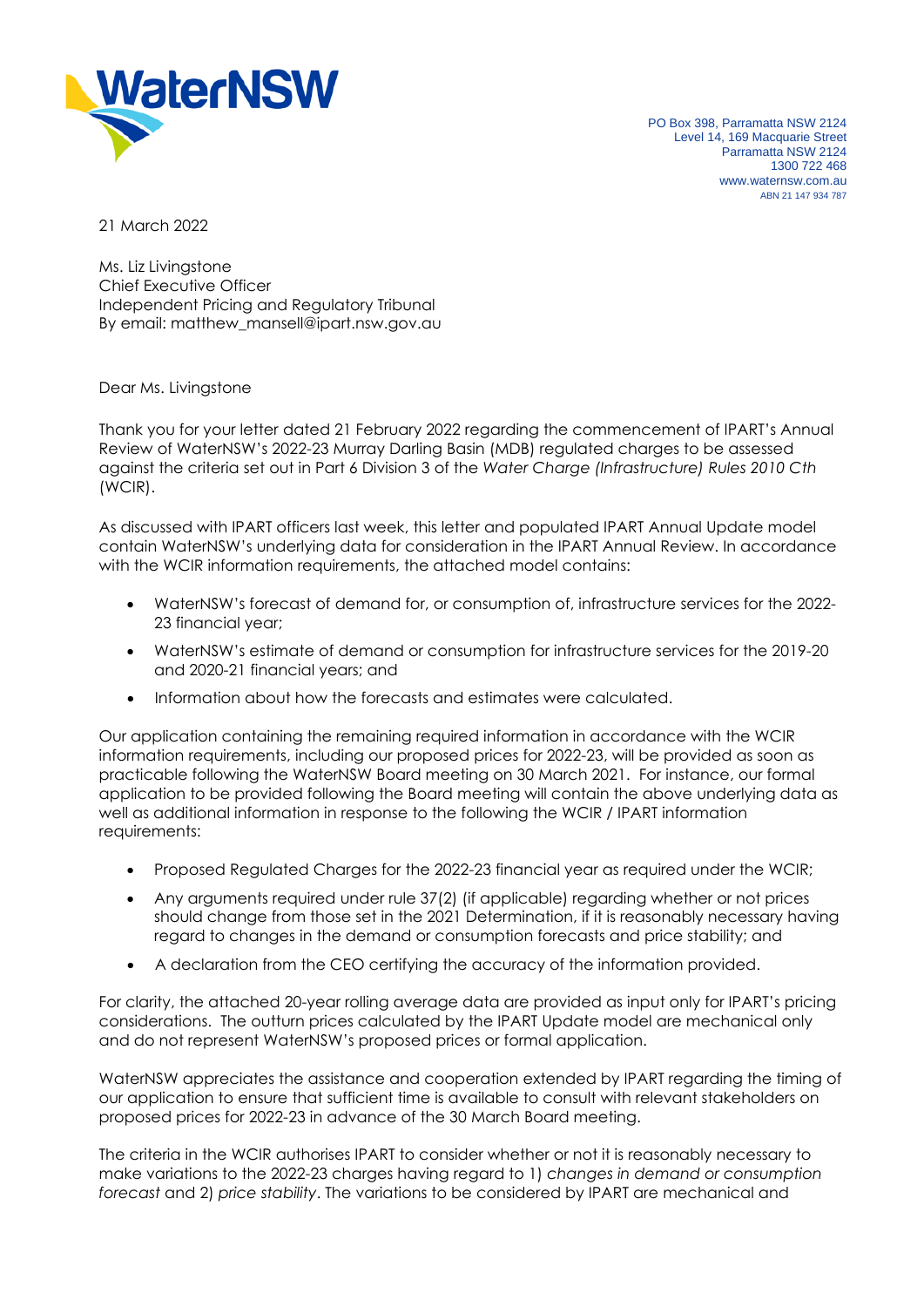PO Box 398, Parramatta NSW 2124
Level 14, 169 Macquarie Street
Parramatta NSW 2124
1300 722 468
www.waternsw.com.au
ABN 21 147 934 787

21 March 2022

Ms. Liz Livingstone
Chief Executive Officer
Independent Pricing and Regulatory Tribunal
By email: matthew_mansell@ipart.nsw.gov.au

Dear Ms. Livingstone

Thank you for your letter dated 21 February 2022 regarding the commencement of IPART's Annual Review of WaterNSW's 2022-23 Murray Darling Basin (MDB) regulated charges to be assessed against the criteria set out in Part 6 Division 3 of the *Water Charge (Infrastructure) Rules 2010 Cth* (WCIR).

As discussed with IPART officers last week, this letter and populated IPART Annual Update model contain WaterNSW's underlying data for consideration in the IPART Annual Review. In accordance with the WCIR information requirements, the attached model contains:

- WaterNSW's forecast of demand for, or consumption of, infrastructure services for the 2022-23 financial year;
- WaterNSW's estimate of demand or consumption for infrastructure services for the 2019-20 and 2020-21 financial years; and
- Information about how the forecasts and estimates were calculated.

Our application containing the remaining required information in accordance with the WCIR information requirements, including our proposed prices for 2022-23, will be provided as soon as practicable following the WaterNSW Board meeting on 30 March 2021. For instance, our formal application to be provided following the Board meeting will contain the above underlying data as well as additional information in response to the following the WCIR / IPART information requirements:

- Proposed Regulated Charges for the 2022-23 financial year as required under the WCIR;
- Any arguments required under rule 37(2) (if applicable) regarding whether or not prices should change from those set in the 2021 Determination, if it is reasonably necessary having regard to changes in the demand or consumption forecasts and price stability; and
- A declaration from the CEO certifying the accuracy of the information provided.

For clarity, the attached 20-year rolling average data are provided as input only for IPART's pricing considerations. The outturn prices calculated by the IPART Update model are mechanical only and do not represent WaterNSW's proposed prices or formal application.

WaterNSW appreciates the assistance and cooperation extended by IPART regarding the timing of our application to ensure that sufficient time is available to consult with relevant stakeholders on proposed prices for 2022-23 in advance of the 30 March Board meeting.

The criteria in the WCIR authorises IPART to consider whether or not it is reasonably necessary to make variations to the 2022-23 charges having regard to 1) *changes in demand or consumption forecast* and 2) *price stability*. The variations to be considered by IPART are mechanical and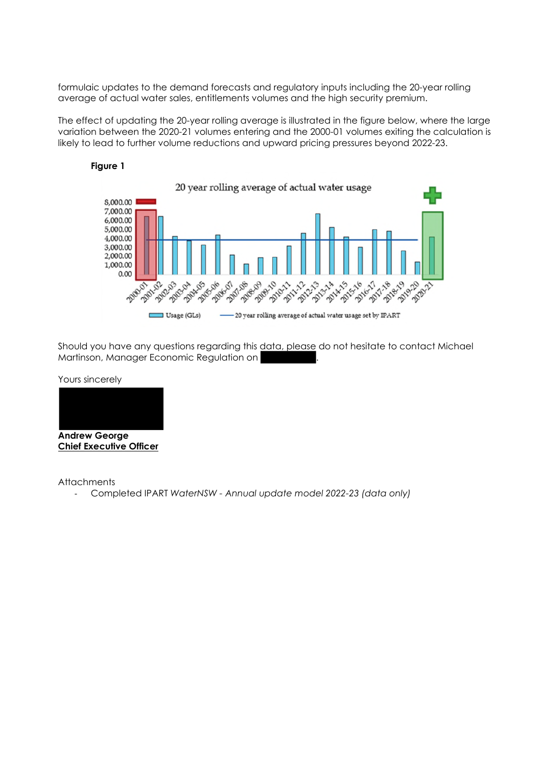formulaic updates to the demand forecasts and regulatory inputs including the 20-year rolling average of actual water sales, entitlements volumes and the high security premium.

The effect of updating the 20-year rolling average is illustrated in the figure below, where the large variation between the 2020-21 volumes entering and the 2000-01 volumes exiting the calculation is likely to lead to further volume reductions and upward pricing pressures beyond 2022-23.

**Figure 1**

20 year rolling average of actual water usage

8,000.00
7,000.00
6,000.00
5,000.00
4,000.00
3,000.00
2,000.00
1,000.00
0.00

2000-01, 2001-02, 2002-03, 2003-04, 2004-05, 2005-06, 2006-07, 2007-08, 2008-09, 2009-10, 2010-11, 2011-12, 2012-13, 2013-14, 2014-15, 2015-16, 2016-17, 2017-18, 2018-19, 2019-20, 2020-21

Usage (GLs)
20 year rolling average of actual water usage set by IPART

Should you have any questions regarding this data, please do not hesitate to contact Michael Martinson, Manager Economic Regulation on .

Yours sincerely

**Andrew George**
**Chief Executive Officer**

Attachments

- Completed IPART *WaterNSW - Annual update model 2022-23 (data only)*